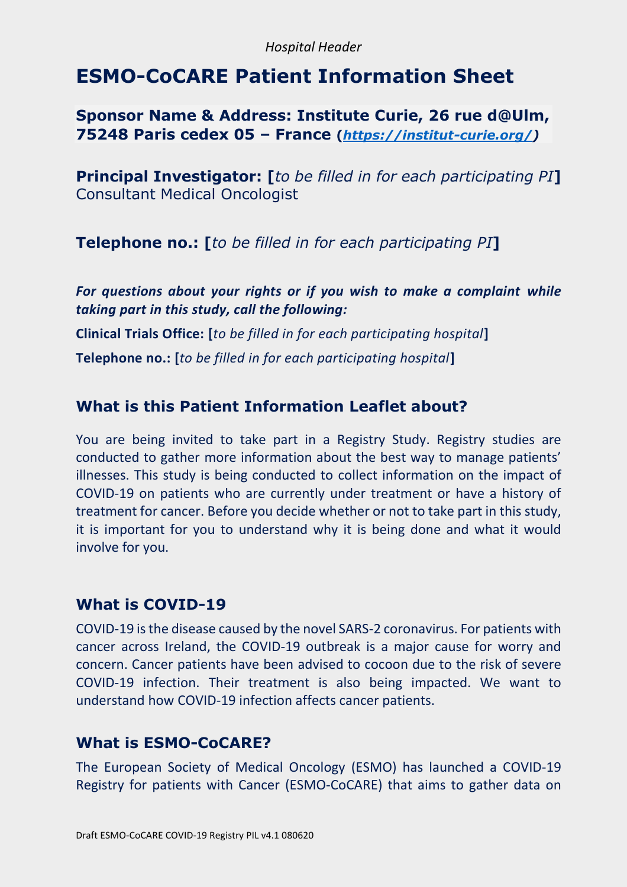*Hospital Header*

# ESMO-CoCARE Patient Information Sheet

**Sponsor Name & Address: Institute Curie, 26 rue d@Ulm, 75248 Paris cedex 05 – France (*[https://institut-curie.org/](https://institut-curie.org/)*)**

**Principal Investigator: [***to be filled in for each participating PI***]**
Consultant Medical Oncologist

**Telephone no.: [***to be filled in for each participating PI***]**

***For questions about your rights or if you wish to make a complaint while taking part in this study, call the following:***

**Clinical Trials Office: [***to be filled in for each participating hospital***]**

**Telephone no.: [***to be filled in for each participating hospital***]**

## What is this Patient Information Leaflet about?

You are being invited to take part in a Registry Study. Registry studies are conducted to gather more information about the best way to manage patients' illnesses. This study is being conducted to collect information on the impact of COVID-19 on patients who are currently under treatment or have a history of treatment for cancer. Before you decide whether or not to take part in this study, it is important for you to understand why it is being done and what it would involve for you.

## What is COVID-19

COVID-19 is the disease caused by the novel SARS-2 coronavirus. For patients with cancer across Ireland, the COVID-19 outbreak is a major cause for worry and concern. Cancer patients have been advised to cocoon due to the risk of severe COVID-19 infection. Their treatment is also being impacted. We want to understand how COVID-19 infection affects cancer patients.

## What is ESMO-CoCARE?

The European Society of Medical Oncology (ESMO) has launched a COVID-19 Registry for patients with Cancer (ESMO-CoCARE) that aims to gather data on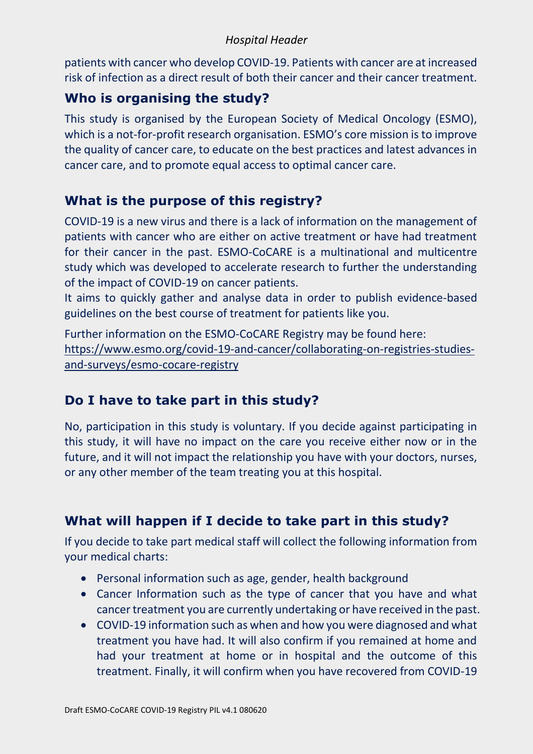patients with cancer who develop COVID-19. Patients with cancer are at increased risk of infection as a direct result of both their cancer and their cancer treatment.

## Who is organising the study?

This study is organised by the European Society of Medical Oncology (ESMO), which is a not-for-profit research organisation. ESMO's core mission is to improve the quality of cancer care, to educate on the best practices and latest advances in cancer care, and to promote equal access to optimal cancer care.

## What is the purpose of this registry?

COVID-19 is a new virus and there is a lack of information on the management of patients with cancer who are either on active treatment or have had treatment for their cancer in the past. ESMO-CoCARE is a multinational and multicentre study which was developed to accelerate research to further the understanding of the impact of COVID-19 on cancer patients.

It aims to quickly gather and analyse data in order to publish evidence-based guidelines on the best course of treatment for patients like you.

Further information on the ESMO-CoCARE Registry may be found here: https://www.esmo.org/covid-19-and-cancer/collaborating-on-registries-studies-and-surveys/esmo-cocare-registry

## Do I have to take part in this study?

No, participation in this study is voluntary. If you decide against participating in this study, it will have no impact on the care you receive either now or in the future, and it will not impact the relationship you have with your doctors, nurses, or any other member of the team treating you at this hospital.

## What will happen if I decide to take part in this study?

If you decide to take part medical staff will collect the following information from your medical charts:

- Personal information such as age, gender, health background
- Cancer Information such as the type of cancer that you have and what cancer treatment you are currently undertaking or have received in the past.
- COVID-19 information such as when and how you were diagnosed and what treatment you have had. It will also confirm if you remained at home and had your treatment at home or in hospital and the outcome of this treatment. Finally, it will confirm when you have recovered from COVID-19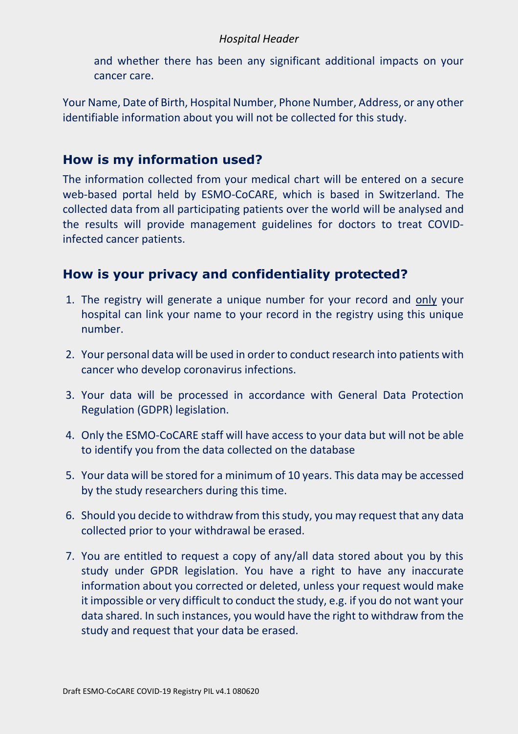and whether there has been any significant additional impacts on your cancer care.

Your Name, Date of Birth, Hospital Number, Phone Number, Address, or any other identifiable information about you will not be collected for this study.

## How is my information used?

The information collected from your medical chart will be entered on a secure web-based portal held by ESMO-CoCARE, which is based in Switzerland. The collected data from all participating patients over the world will be analysed and the results will provide management guidelines for doctors to treat COVID-infected cancer patients.

## How is your privacy and confidentiality protected?

1. The registry will generate a unique number for your record and only your hospital can link your name to your record in the registry using this unique number.
2. Your personal data will be used in order to conduct research into patients with cancer who develop coronavirus infections.
3. Your data will be processed in accordance with General Data Protection Regulation (GDPR) legislation.
4. Only the ESMO-CoCARE staff will have access to your data but will not be able to identify you from the data collected on the database
5. Your data will be stored for a minimum of 10 years. This data may be accessed by the study researchers during this time.
6. Should you decide to withdraw from this study, you may request that any data collected prior to your withdrawal be erased.
7. You are entitled to request a copy of any/all data stored about you by this study under GPDR legislation. You have a right to have any inaccurate information about you corrected or deleted, unless your request would make it impossible or very difficult to conduct the study, e.g. if you do not want your data shared. In such instances, you would have the right to withdraw from the study and request that your data be erased.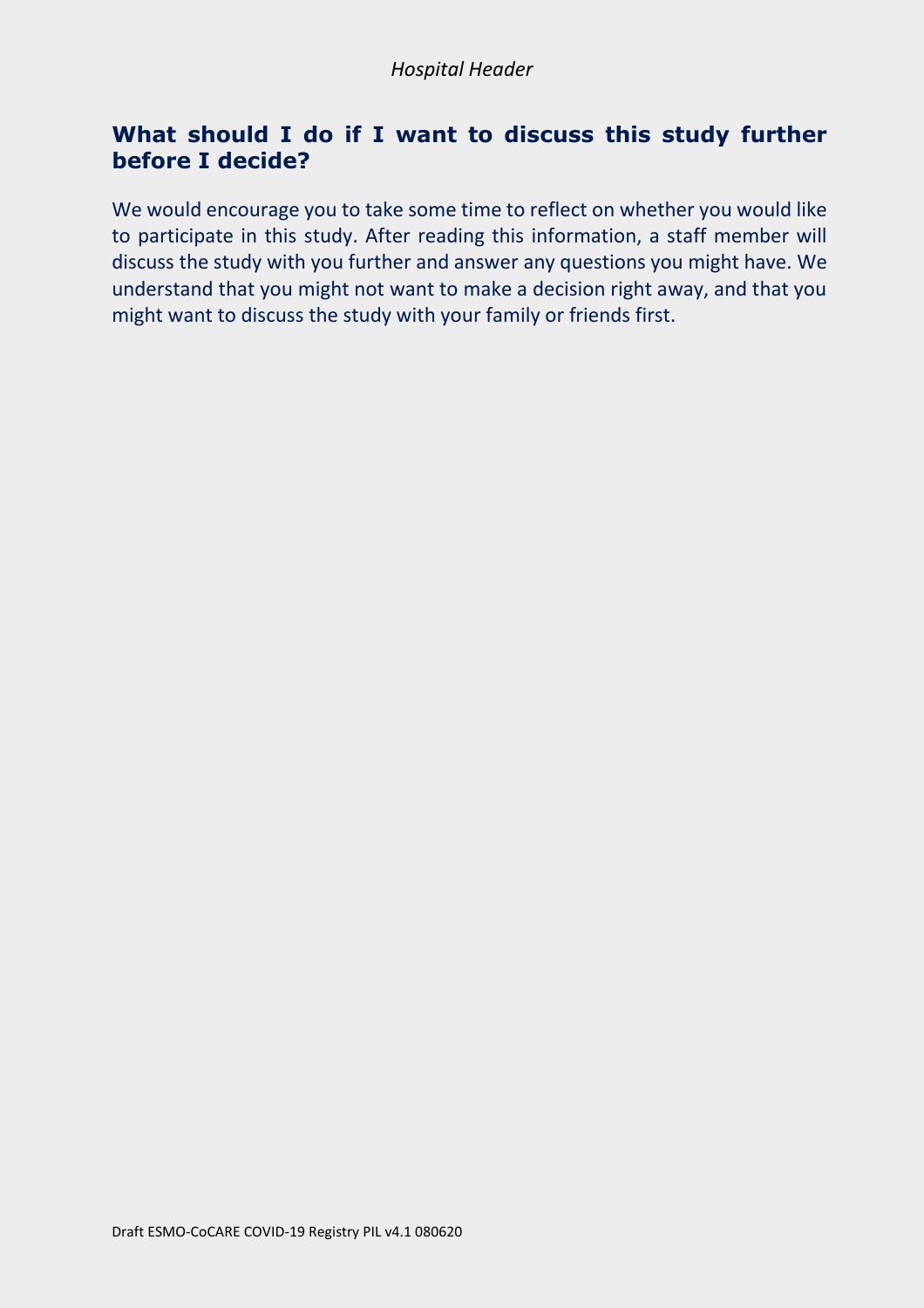## What should I do if I want to discuss this study further before I decide?

We would encourage you to take some time to reflect on whether you would like to participate in this study. After reading this information, a staff member will discuss the study with you further and answer any questions you might have. We understand that you might not want to make a decision right away, and that you might want to discuss the study with your family or friends first.